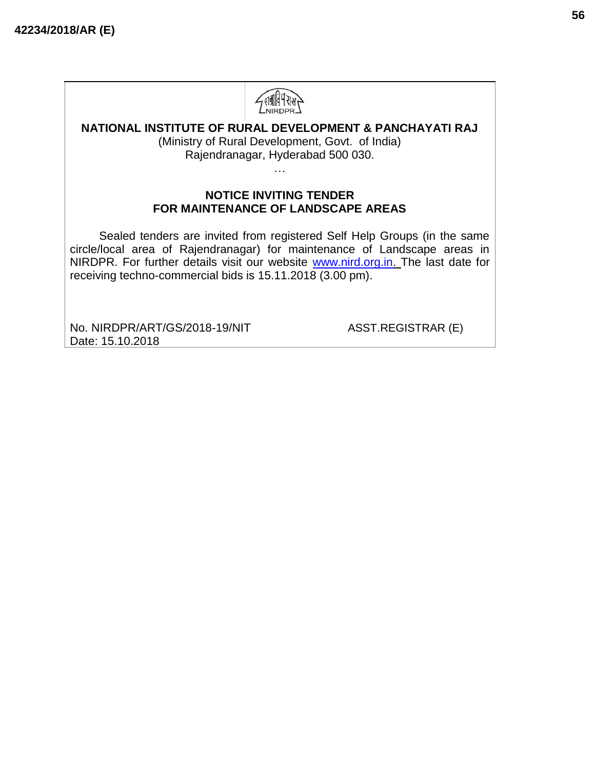42234/2018/AR (E)

**NATIONAL INSTITUTE OF RURAL DEVELOPMENT & PANCHAYATI RAJ**
(Ministry of Rural Development, Govt. of India)
Rajendranagar, Hyderabad 500 030.

…

## NOTICE INVITING TENDER
## FOR MAINTENANCE OF LANDSCAPE AREAS

Sealed tenders are invited from registered Self Help Groups (in the same circle/local area of Rajendranagar) for maintenance of Landscape areas in NIRDPR. For further details visit our website www.nird.org.in. The last date for receiving techno-commercial bids is 15.11.2018 (3.00 pm).

No. NIRDPR/ART/GS/2018-19/NIT
Date: 15.10.2018

ASST.REGISTRAR (E)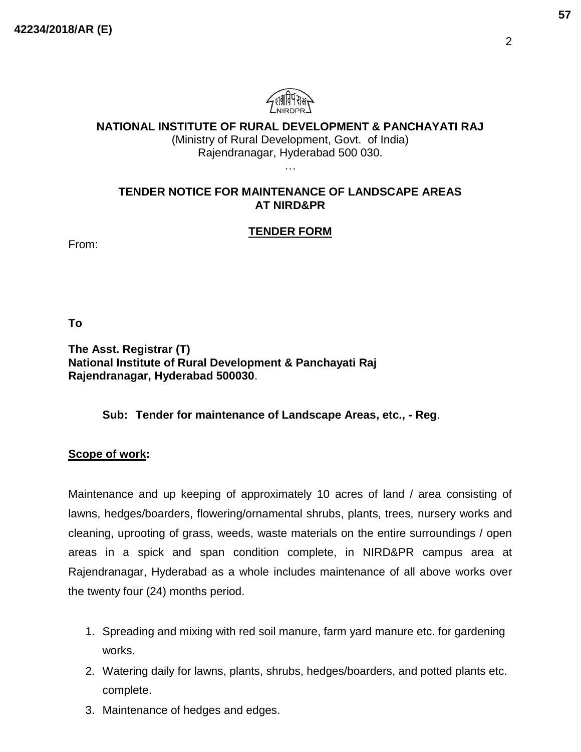42234/2018/AR (E)

**NATIONAL INSTITUTE OF RURAL DEVELOPMENT & PANCHAYATI RAJ**
(Ministry of Rural Development, Govt. of India)
Rajendranagar, Hyderabad 500 030.
…

## TENDER NOTICE FOR MAINTENANCE OF LANDSCAPE AREAS AT NIRD&PR

### TENDER FORM

From:

**To**

**The Asst. Registrar (T)**
**National Institute of Rural Development & Panchayati Raj**
**Rajendranagar, Hyderabad 500030**.

**Sub: Tender for maintenance of Landscape Areas, etc., - Reg**.

**Scope of work:**

Maintenance and up keeping of approximately 10 acres of land / area consisting of lawns, hedges/boarders, flowering/ornamental shrubs, plants, trees, nursery works and cleaning, uprooting of grass, weeds, waste materials on the entire surroundings / open areas in a spick and span condition complete, in NIRD&PR campus area at Rajendranagar, Hyderabad as a whole includes maintenance of all above works over the twenty four (24) months period.

1. Spreading and mixing with red soil manure, farm yard manure etc. for gardening works.
2. Watering daily for lawns, plants, shrubs, hedges/boarders, and potted plants etc. complete.
3. Maintenance of hedges and edges.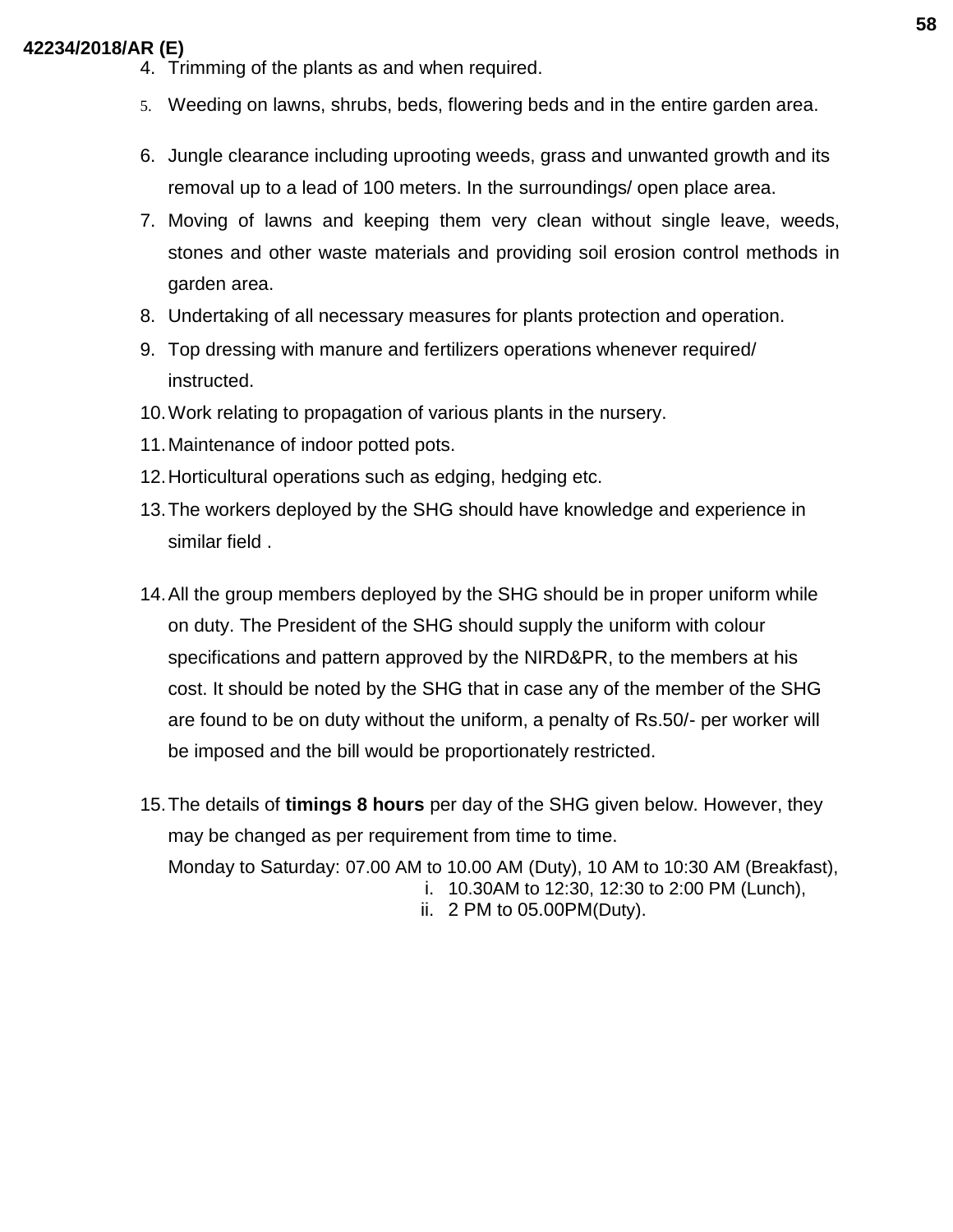4. Trimming of the plants as and when required.
5. Weeding on lawns, shrubs, beds, flowering beds and in the entire garden area.
6. Jungle clearance including uprooting weeds, grass and unwanted growth and its removal up to a lead of 100 meters. In the surroundings/ open place area.
7. Moving of lawns and keeping them very clean without single leave, weeds, stones and other waste materials and providing soil erosion control methods in garden area.
8. Undertaking of all necessary measures for plants protection and operation.
9. Top dressing with manure and fertilizers operations whenever required/ instructed.
10. Work relating to propagation of various plants in the nursery.
11. Maintenance of indoor potted pots.
12. Horticultural operations such as edging, hedging etc.
13. The workers deployed by the SHG should have knowledge and experience in similar field .
14. All the group members deployed by the SHG should be in proper uniform while on duty. The President of the SHG should supply the uniform with colour specifications and pattern approved by the NIRD&PR, to the members at his cost. It should be noted by the SHG that in case any of the member of the SHG are found to be on duty without the uniform, a penalty of Rs.50/- per worker will be imposed and the bill would be proportionately restricted.
15. The details of **timings 8 hours** per day of the SHG given below. However, they may be changed as per requirement from time to time.

    Monday to Saturday: 07.00 AM to 10.00 AM (Duty), 10 AM to 10:30 AM (Breakfast),

    i. 10.30AM to 12:30, 12:30 to 2:00 PM (Lunch),

    ii. 2 PM to 05.00PM(Duty).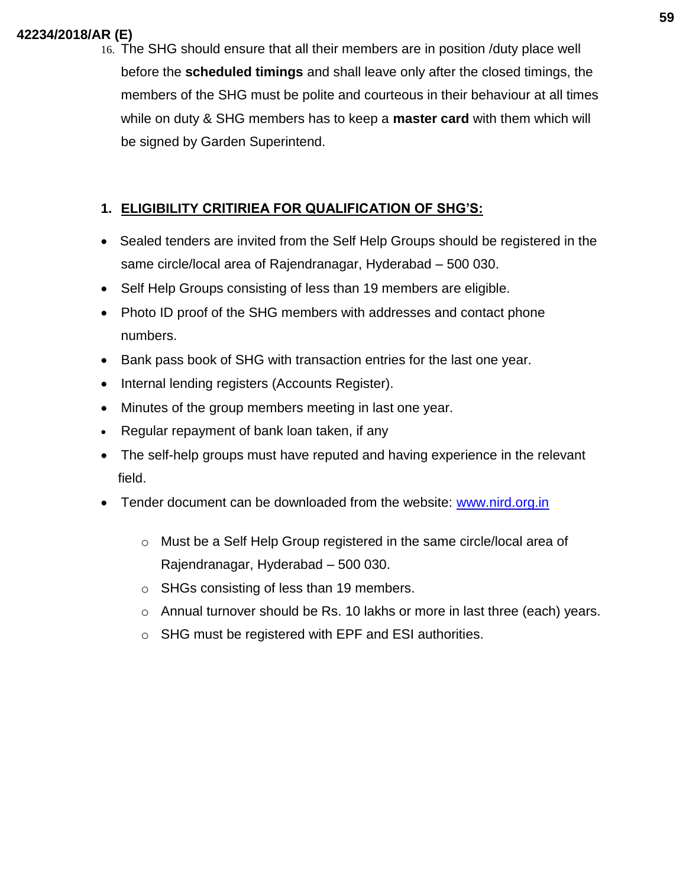16. The SHG should ensure that all their members are in position /duty place well before the **scheduled timings** and shall leave only after the closed timings, the members of the SHG must be polite and courteous in their behaviour at all times while on duty & SHG members has to keep a **master card** with them which will be signed by Garden Superintend.

## 1. ELIGIBILITY CRITIRIEA FOR QUALIFICATION OF SHG'S:

- Sealed tenders are invited from the Self Help Groups should be registered in the same circle/local area of Rajendranagar, Hyderabad – 500 030.
- Self Help Groups consisting of less than 19 members are eligible.
- Photo ID proof of the SHG members with addresses and contact phone numbers.
- Bank pass book of SHG with transaction entries for the last one year.
- Internal lending registers (Accounts Register).
- Minutes of the group members meeting in last one year.
- Regular repayment of bank loan taken, if any
- The self-help groups must have reputed and having experience in the relevant field.
- Tender document can be downloaded from the website: www.nird.org.in
  - Must be a Self Help Group registered in the same circle/local area of Rajendranagar, Hyderabad – 500 030.
  - SHGs consisting of less than 19 members.
  - Annual turnover should be Rs. 10 lakhs or more in last three (each) years.
  - SHG must be registered with EPF and ESI authorities.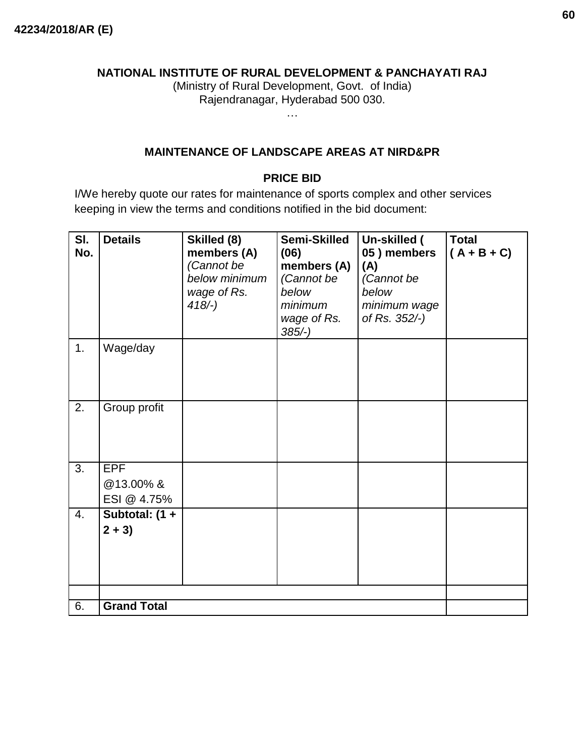42234/2018/AR (E)

**NATIONAL INSTITUTE OF RURAL DEVELOPMENT & PANCHAYATI RAJ**

(Ministry of Rural Development, Govt. of India)

Rajendranagar, Hyderabad 500 030.

…

## MAINTENANCE OF LANDSCAPE AREAS AT NIRD&PR

### PRICE BID

I/We hereby quote our rates for maintenance of sports complex and other services keeping in view the terms and conditions notified in the bid document:

| Sl. No. | Details | Skilled (8) members (A) *(Cannot be below minimum wage of Rs. 418/-)* | Semi-Skilled (06) members (A) *(Cannot be below minimum wage of Rs. 385/-)* | Un-skilled ( 05 ) members (A) *(Cannot be below minimum wage of Rs. 352/-)* | Total ( A + B + C) |
|---|---|---|---|---|---|
| 1. | Wage/day | | | | |
| 2. | Group profit | | | | |
| 3. | EPF @13.00% & ESI @ 4.75% | | | | |
| 4. | **Subtotal: (1 + 2 + 3)** | | | | |
| | | | | | |
| 6. | **Grand Total** | | | | |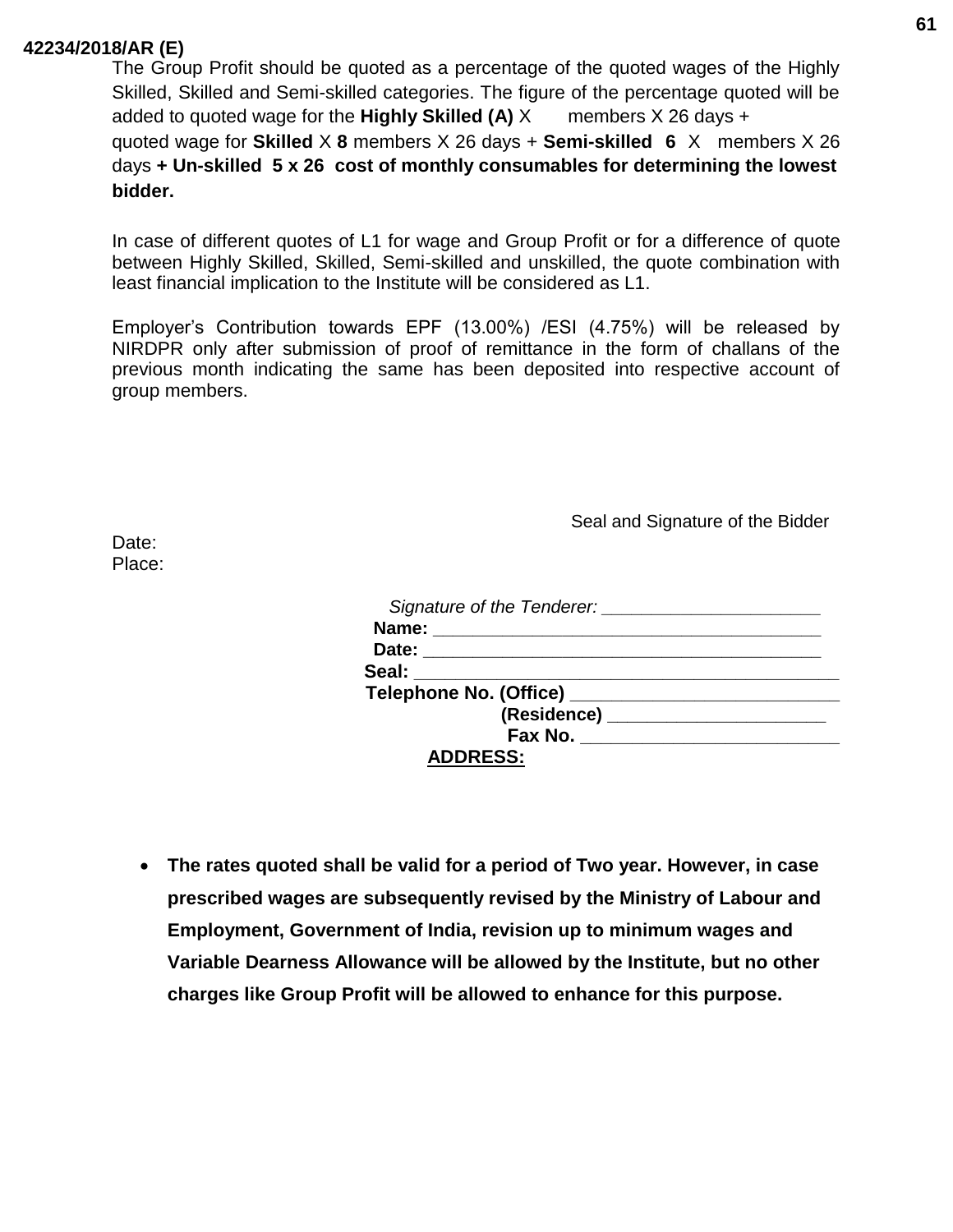**42234/2018/AR (E)**

The Group Profit should be quoted as a percentage of the quoted wages of the Highly Skilled, Skilled and Semi-skilled categories. The figure of the percentage quoted will be added to quoted wage for the **Highly Skilled (A)** X members X 26 days + quoted wage for **Skilled** X **8** members X 26 days + **Semi-skilled 6** X members X 26 days **+ Un-skilled 5 x 26 cost of monthly consumables for determining the lowest bidder.**

In case of different quotes of L1 for wage and Group Profit or for a difference of quote between Highly Skilled, Skilled, Semi-skilled and unskilled, the quote combination with least financial implication to the Institute will be considered as L1.

Employer's Contribution towards EPF (13.00%) /ESI (4.75%) will be released by NIRDPR only after submission of proof of remittance in the form of challans of the previous month indicating the same has been deposited into respective account of group members.

Seal and Signature of the Bidder

Date:
Place:

*Signature of the Tenderer:* ______________________
**Name:** ________________________________________
**Date:** ________________________________________
**Seal:** __________________________________________
**Telephone No. (Office)** ___________________________
**(Residence)** ______________________
**Fax No.** _________________________
**ADDRESS:**

- **The rates quoted shall be valid for a period of Two year. However, in case prescribed wages are subsequently revised by the Ministry of Labour and Employment, Government of India, revision up to minimum wages and Variable Dearness Allowance will be allowed by the Institute, but no other charges like Group Profit will be allowed to enhance for this purpose.**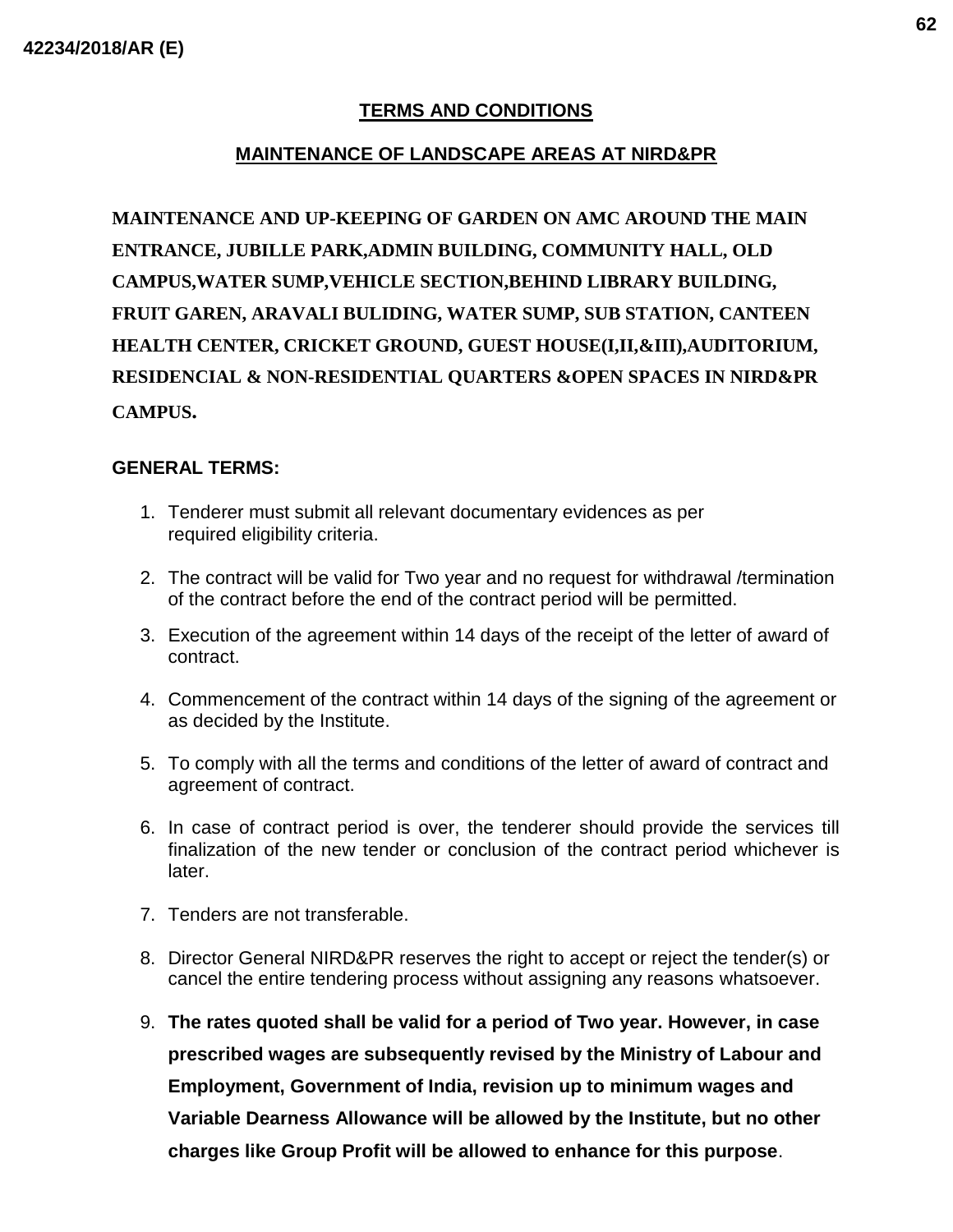## TERMS AND CONDITIONS

## MAINTENANCE OF LANDSCAPE AREAS AT NIRD&PR

**MAINTENANCE AND UP-KEEPING OF GARDEN ON AMC AROUND THE MAIN ENTRANCE, JUBILLE PARK,ADMIN BUILDING, COMMUNITY HALL, OLD CAMPUS,WATER SUMP,VEHICLE SECTION,BEHIND LIBRARY BUILDING, FRUIT GAREN, ARAVALI BULIDING, WATER SUMP, SUB STATION, CANTEEN HEALTH CENTER, CRICKET GROUND, GUEST HOUSE(I,II,&III),AUDITORIUM, RESIDENCIAL & NON-RESIDENTIAL QUARTERS &OPEN SPACES IN NIRD&PR CAMPUS.**

**GENERAL TERMS:**

1. Tenderer must submit all relevant documentary evidences as per required eligibility criteria.
2. The contract will be valid for Two year and no request for withdrawal /termination of the contract before the end of the contract period will be permitted.
3. Execution of the agreement within 14 days of the receipt of the letter of award of contract.
4. Commencement of the contract within 14 days of the signing of the agreement or as decided by the Institute.
5. To comply with all the terms and conditions of the letter of award of contract and agreement of contract.
6. In case of contract period is over, the tenderer should provide the services till finalization of the new tender or conclusion of the contract period whichever is later.
7. Tenders are not transferable.
8. Director General NIRD&PR reserves the right to accept or reject the tender(s) or cancel the entire tendering process without assigning any reasons whatsoever.
9. **The rates quoted shall be valid for a period of Two year. However, in case prescribed wages are subsequently revised by the Ministry of Labour and Employment, Government of India, revision up to minimum wages and Variable Dearness Allowance will be allowed by the Institute, but no other charges like Group Profit will be allowed to enhance for this purpose**.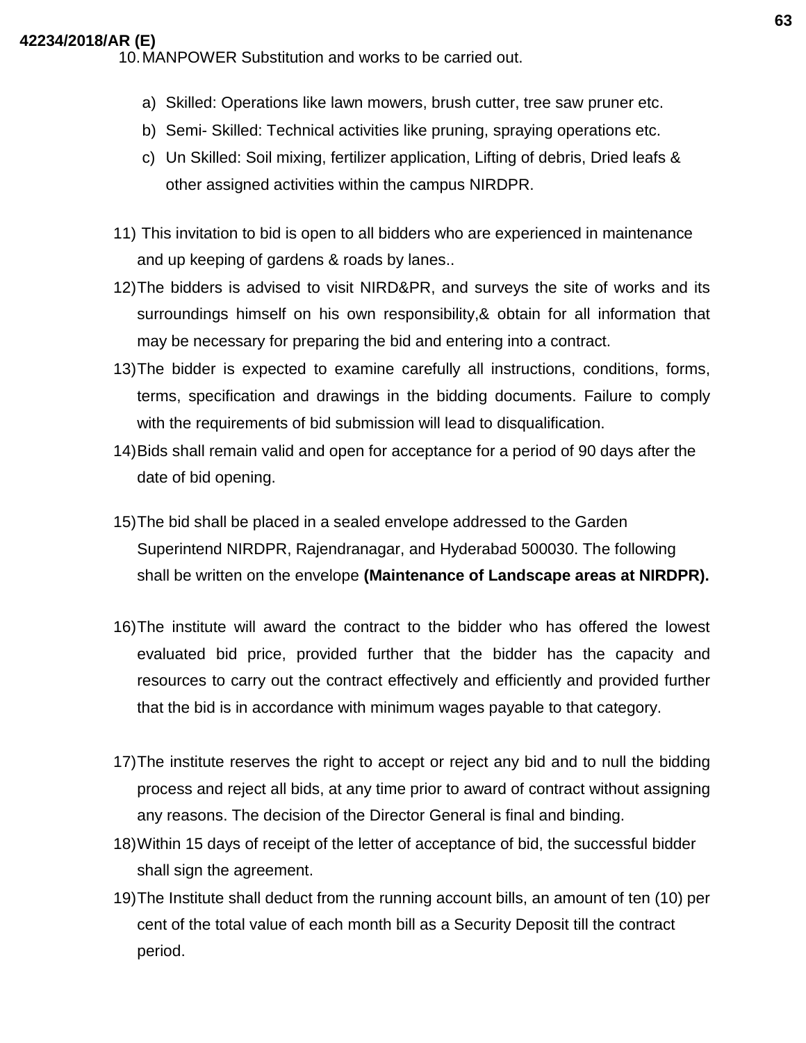10. MANPOWER Substitution and works to be carried out.

   a) Skilled: Operations like lawn mowers, brush cutter, tree saw pruner etc.
   b) Semi- Skilled: Technical activities like pruning, spraying operations etc.
   c) Un Skilled: Soil mixing, fertilizer application, Lifting of debris, Dried leafs & other assigned activities within the campus NIRDPR.

11) This invitation to bid is open to all bidders who are experienced in maintenance and up keeping of gardens & roads by lanes..

12) The bidders is advised to visit NIRD&PR, and surveys the site of works and its surroundings himself on his own responsibility,& obtain for all information that may be necessary for preparing the bid and entering into a contract.

13) The bidder is expected to examine carefully all instructions, conditions, forms, terms, specification and drawings in the bidding documents. Failure to comply with the requirements of bid submission will lead to disqualification.

14) Bids shall remain valid and open for acceptance for a period of 90 days after the date of bid opening.

15) The bid shall be placed in a sealed envelope addressed to the Garden Superintend NIRDPR, Rajendranagar, and Hyderabad 500030. The following shall be written on the envelope **(Maintenance of Landscape areas at NIRDPR).**

16) The institute will award the contract to the bidder who has offered the lowest evaluated bid price, provided further that the bidder has the capacity and resources to carry out the contract effectively and efficiently and provided further that the bid is in accordance with minimum wages payable to that category.

17) The institute reserves the right to accept or reject any bid and to null the bidding process and reject all bids, at any time prior to award of contract without assigning any reasons. The decision of the Director General is final and binding.

18) Within 15 days of receipt of the letter of acceptance of bid, the successful bidder shall sign the agreement.

19) The Institute shall deduct from the running account bills, an amount of ten (10) per cent of the total value of each month bill as a Security Deposit till the contract period.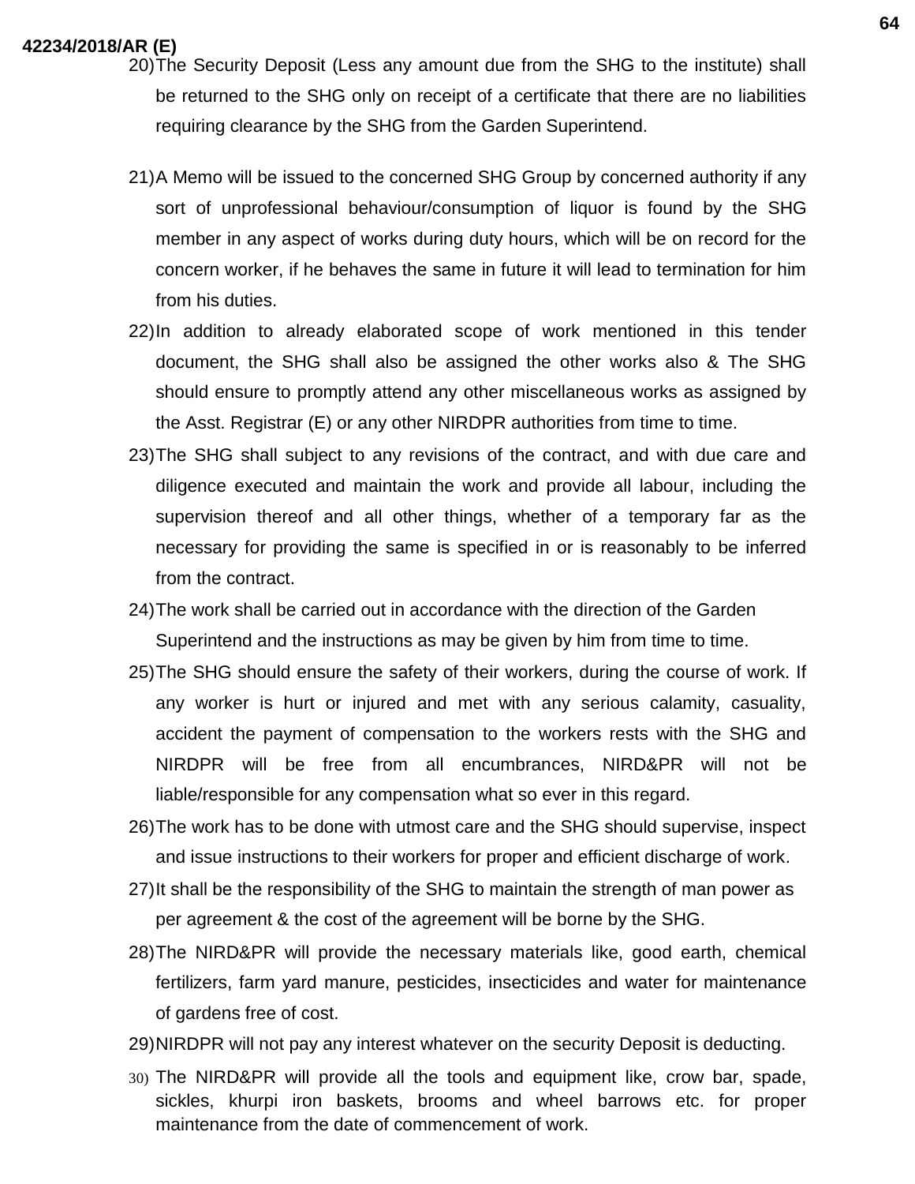20) The Security Deposit (Less any amount due from the SHG to the institute) shall be returned to the SHG only on receipt of a certificate that there are no liabilities requiring clearance by the SHG from the Garden Superintend.

21) A Memo will be issued to the concerned SHG Group by concerned authority if any sort of unprofessional behaviour/consumption of liquor is found by the SHG member in any aspect of works during duty hours, which will be on record for the concern worker, if he behaves the same in future it will lead to termination for him from his duties.

22) In addition to already elaborated scope of work mentioned in this tender document, the SHG shall also be assigned the other works also & The SHG should ensure to promptly attend any other miscellaneous works as assigned by the Asst. Registrar (E) or any other NIRDPR authorities from time to time.

23) The SHG shall subject to any revisions of the contract, and with due care and diligence executed and maintain the work and provide all labour, including the supervision thereof and all other things, whether of a temporary far as the necessary for providing the same is specified in or is reasonably to be inferred from the contract.

24) The work shall be carried out in accordance with the direction of the Garden Superintend and the instructions as may be given by him from time to time.

25) The SHG should ensure the safety of their workers, during the course of work. If any worker is hurt or injured and met with any serious calamity, casuality, accident the payment of compensation to the workers rests with the SHG and NIRDPR will be free from all encumbrances, NIRD&PR will not be liable/responsible for any compensation what so ever in this regard.

26) The work has to be done with utmost care and the SHG should supervise, inspect and issue instructions to their workers for proper and efficient discharge of work.

27) It shall be the responsibility of the SHG to maintain the strength of man power as per agreement & the cost of the agreement will be borne by the SHG.

28) The NIRD&PR will provide the necessary materials like, good earth, chemical fertilizers, farm yard manure, pesticides, insecticides and water for maintenance of gardens free of cost.

29) NIRDPR will not pay any interest whatever on the security Deposit is deducting.

30) The NIRD&PR will provide all the tools and equipment like, crow bar, spade, sickles, khurpi iron baskets, brooms and wheel barrows etc. for proper maintenance from the date of commencement of work.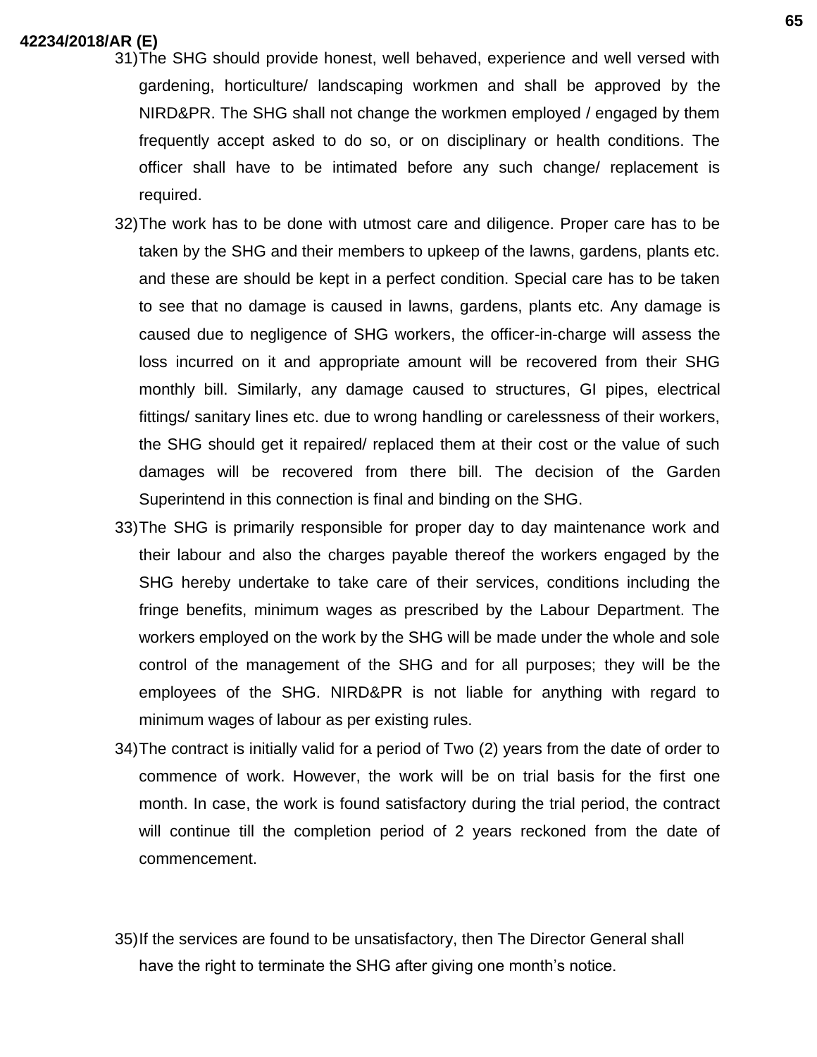31) The SHG should provide honest, well behaved, experience and well versed with gardening, horticulture/ landscaping workmen and shall be approved by the NIRD&PR. The SHG shall not change the workmen employed / engaged by them frequently accept asked to do so, or on disciplinary or health conditions. The officer shall have to be intimated before any such change/ replacement is required.

32) The work has to be done with utmost care and diligence. Proper care has to be taken by the SHG and their members to upkeep of the lawns, gardens, plants etc. and these are should be kept in a perfect condition. Special care has to be taken to see that no damage is caused in lawns, gardens, plants etc. Any damage is caused due to negligence of SHG workers, the officer-in-charge will assess the loss incurred on it and appropriate amount will be recovered from their SHG monthly bill. Similarly, any damage caused to structures, GI pipes, electrical fittings/ sanitary lines etc. due to wrong handling or carelessness of their workers, the SHG should get it repaired/ replaced them at their cost or the value of such damages will be recovered from there bill. The decision of the Garden Superintend in this connection is final and binding on the SHG.

33) The SHG is primarily responsible for proper day to day maintenance work and their labour and also the charges payable thereof the workers engaged by the SHG hereby undertake to take care of their services, conditions including the fringe benefits, minimum wages as prescribed by the Labour Department. The workers employed on the work by the SHG will be made under the whole and sole control of the management of the SHG and for all purposes; they will be the employees of the SHG. NIRD&PR is not liable for anything with regard to minimum wages of labour as per existing rules.

34) The contract is initially valid for a period of Two (2) years from the date of order to commence of work. However, the work will be on trial basis for the first one month. In case, the work is found satisfactory during the trial period, the contract will continue till the completion period of 2 years reckoned from the date of commencement.

35) If the services are found to be unsatisfactory, then The Director General shall have the right to terminate the SHG after giving one month's notice.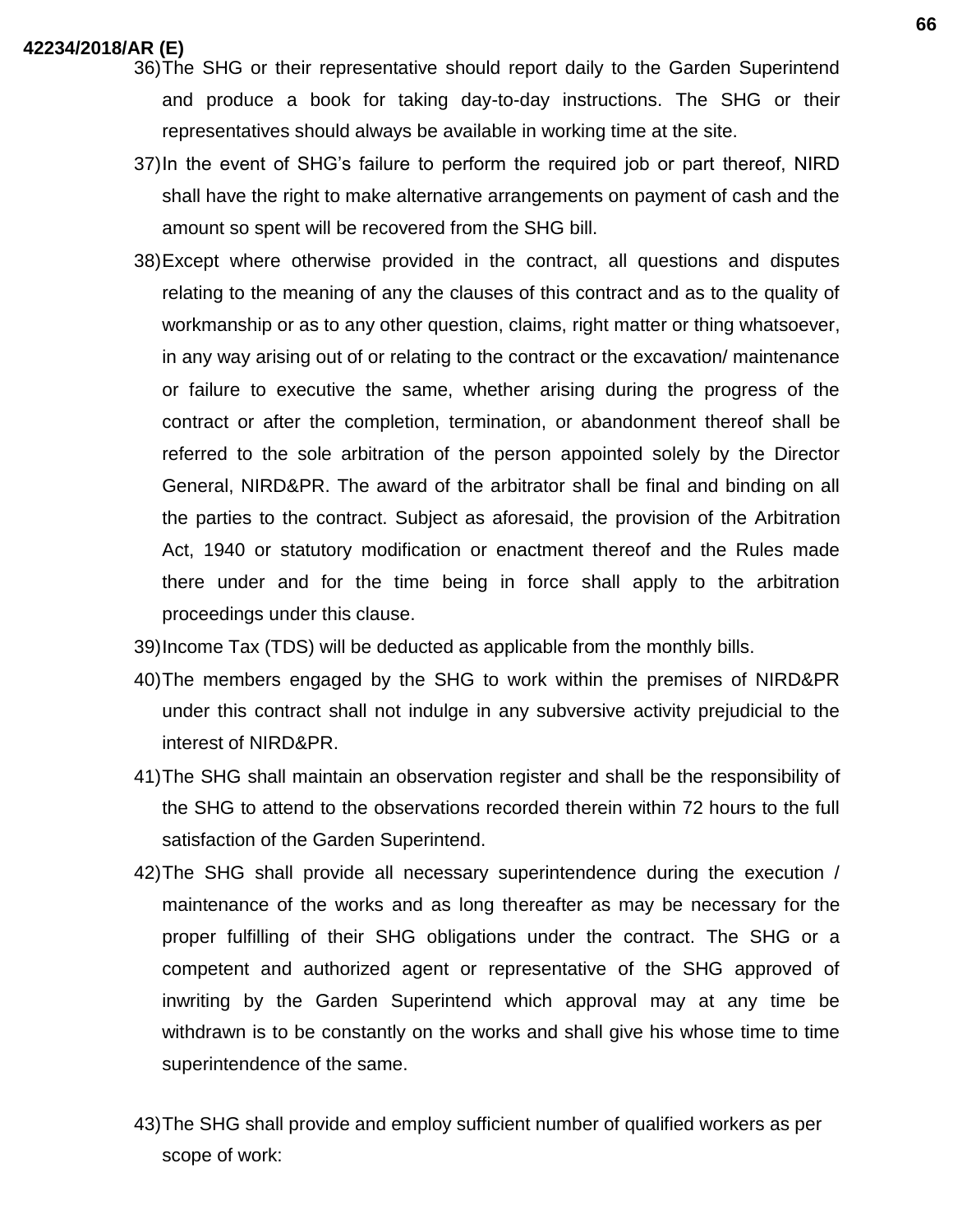36) The SHG or their representative should report daily to the Garden Superintend and produce a book for taking day-to-day instructions. The SHG or their representatives should always be available in working time at the site.
37) In the event of SHG's failure to perform the required job or part thereof, NIRD shall have the right to make alternative arrangements on payment of cash and the amount so spent will be recovered from the SHG bill.
38) Except where otherwise provided in the contract, all questions and disputes relating to the meaning of any the clauses of this contract and as to the quality of workmanship or as to any other question, claims, right matter or thing whatsoever, in any way arising out of or relating to the contract or the excavation/ maintenance or failure to executive the same, whether arising during the progress of the contract or after the completion, termination, or abandonment thereof shall be referred to the sole arbitration of the person appointed solely by the Director General, NIRD&PR. The award of the arbitrator shall be final and binding on all the parties to the contract. Subject as aforesaid, the provision of the Arbitration Act, 1940 or statutory modification or enactment thereof and the Rules made there under and for the time being in force shall apply to the arbitration proceedings under this clause.
39) Income Tax (TDS) will be deducted as applicable from the monthly bills.
40) The members engaged by the SHG to work within the premises of NIRD&PR under this contract shall not indulge in any subversive activity prejudicial to the interest of NIRD&PR.
41) The SHG shall maintain an observation register and shall be the responsibility of the SHG to attend to the observations recorded therein within 72 hours to the full satisfaction of the Garden Superintend.
42) The SHG shall provide all necessary superintendence during the execution / maintenance of the works and as long thereafter as may be necessary for the proper fulfilling of their SHG obligations under the contract. The SHG or a competent and authorized agent or representative of the SHG approved of inwriting by the Garden Superintend which approval may at any time be withdrawn is to be constantly on the works and shall give his whose time to time superintendence of the same.
43) The SHG shall provide and employ sufficient number of qualified workers as per scope of work: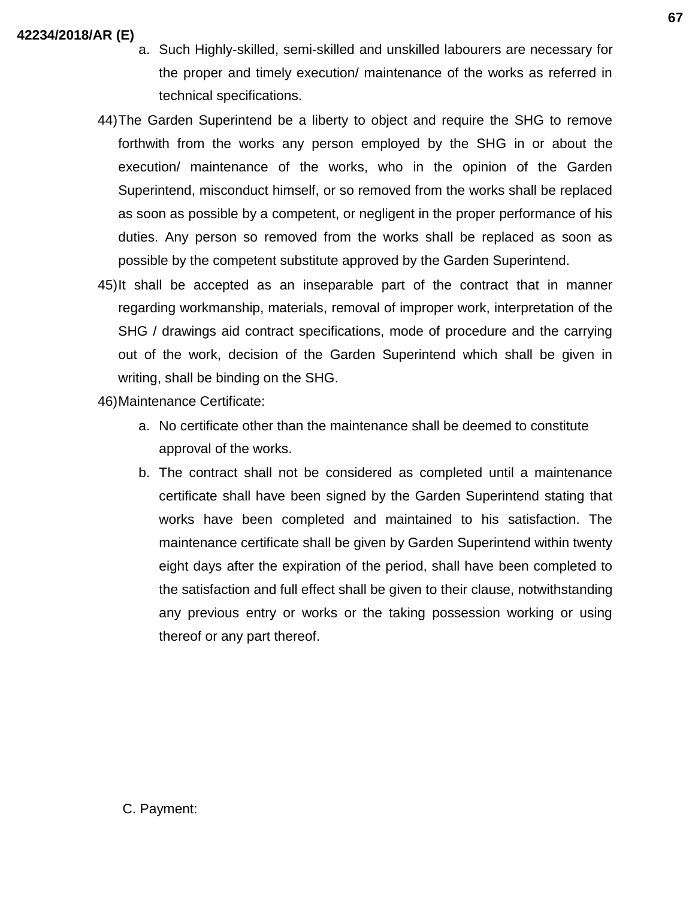a. Such Highly-skilled, semi-skilled and unskilled labourers are necessary for the proper and timely execution/ maintenance of the works as referred in technical specifications.

44) The Garden Superintend be a liberty to object and require the SHG to remove forthwith from the works any person employed by the SHG in or about the execution/ maintenance of the works, who in the opinion of the Garden Superintend, misconduct himself, or so removed from the works shall be replaced as soon as possible by a competent, or negligent in the proper performance of his duties. Any person so removed from the works shall be replaced as soon as possible by the competent substitute approved by the Garden Superintend.

45) It shall be accepted as an inseparable part of the contract that in manner regarding workmanship, materials, removal of improper work, interpretation of the SHG / drawings aid contract specifications, mode of procedure and the carrying out of the work, decision of the Garden Superintend which shall be given in writing, shall be binding on the SHG.

46) Maintenance Certificate:

   a. No certificate other than the maintenance shall be deemed to constitute approval of the works.
   b. The contract shall not be considered as completed until a maintenance certificate shall have been signed by the Garden Superintend stating that works have been completed and maintained to his satisfaction. The maintenance certificate shall be given by Garden Superintend within twenty eight days after the expiration of the period, shall have been completed to the satisfaction and full effect shall be given to their clause, notwithstanding any previous entry or works or the taking possession working or using thereof or any part thereof.

C. Payment: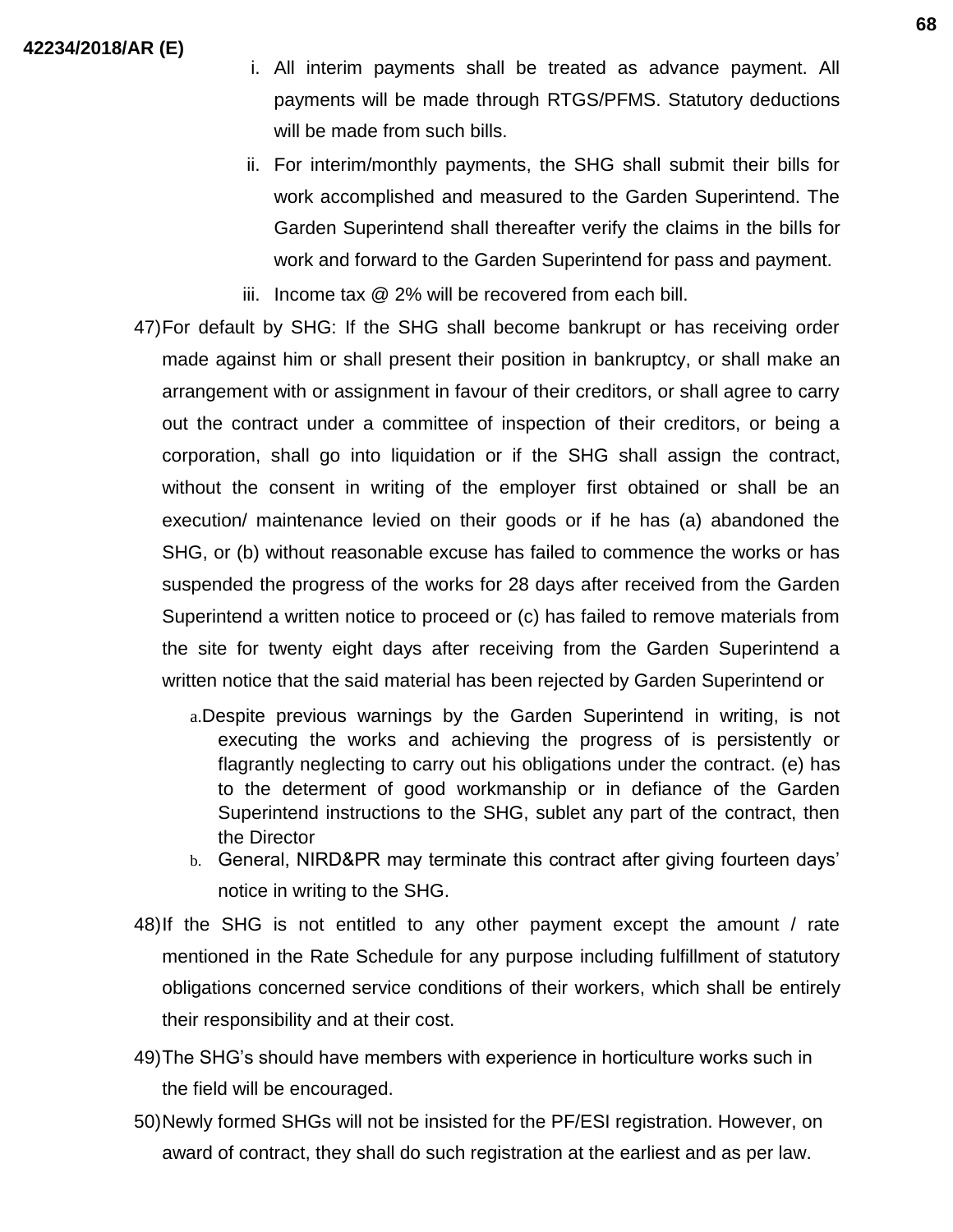i. All interim payments shall be treated as advance payment. All payments will be made through RTGS/PFMS. Statutory deductions will be made from such bills.

ii. For interim/monthly payments, the SHG shall submit their bills for work accomplished and measured to the Garden Superintend. The Garden Superintend shall thereafter verify the claims in the bills for work and forward to the Garden Superintend for pass and payment.

iii. Income tax @ 2% will be recovered from each bill.

47) For default by SHG: If the SHG shall become bankrupt or has receiving order made against him or shall present their position in bankruptcy, or shall make an arrangement with or assignment in favour of their creditors, or shall agree to carry out the contract under a committee of inspection of their creditors, or being a corporation, shall go into liquidation or if the SHG shall assign the contract, without the consent in writing of the employer first obtained or shall be an execution/ maintenance levied on their goods or if he has (a) abandoned the SHG, or (b) without reasonable excuse has failed to commence the works or has suspended the progress of the works for 28 days after received from the Garden Superintend a written notice to proceed or (c) has failed to remove materials from the site for twenty eight days after receiving from the Garden Superintend a written notice that the said material has been rejected by Garden Superintend or

   a. Despite previous warnings by the Garden Superintend in writing, is not executing the works and achieving the progress of is persistently or flagrantly neglecting to carry out his obligations under the contract. (e) has to the determent of good workmanship or in defiance of the Garden Superintend instructions to the SHG, sublet any part of the contract, then the Director

   b. General, NIRD&PR may terminate this contract after giving fourteen days' notice in writing to the SHG.

48) If the SHG is not entitled to any other payment except the amount / rate mentioned in the Rate Schedule for any purpose including fulfillment of statutory obligations concerned service conditions of their workers, which shall be entirely their responsibility and at their cost.

49) The SHG's should have members with experience in horticulture works such in the field will be encouraged.

50) Newly formed SHGs will not be insisted for the PF/ESI registration. However, on award of contract, they shall do such registration at the earliest and as per law.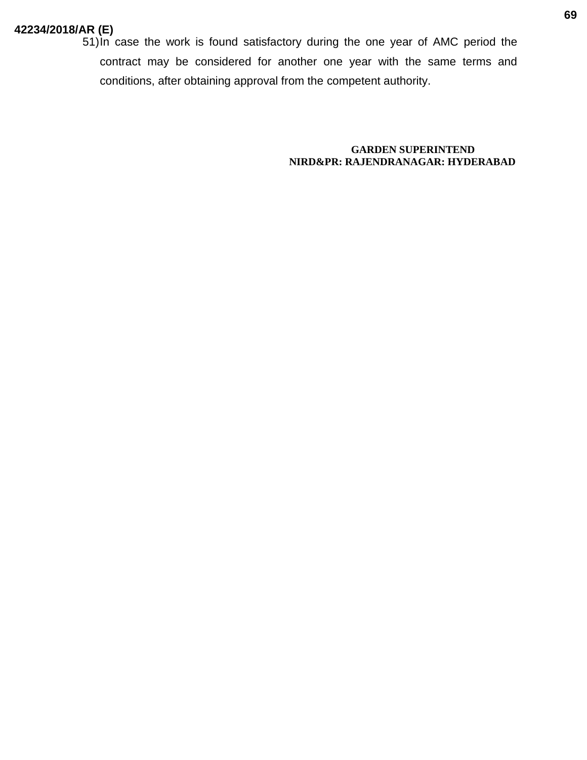51) In case the work is found satisfactory during the one year of AMC period the contract may be considered for another one year with the same terms and conditions, after obtaining approval from the competent authority.

**GARDEN SUPERINTEND**
**NIRD&PR: RAJENDRANAGAR: HYDERABAD**